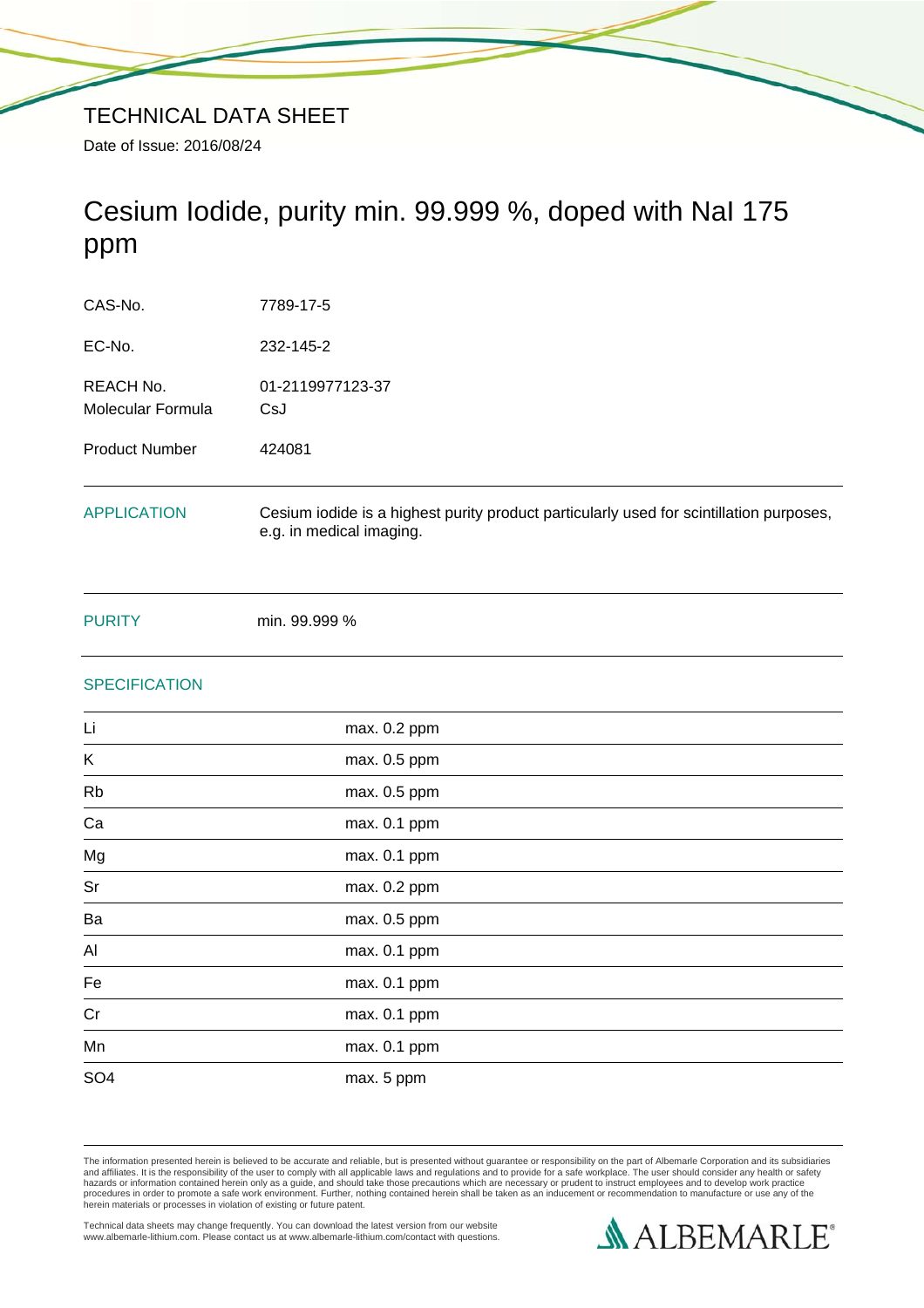# TECHNICAL DATA SHEET

Date of Issue: 2016/08/24

## Cesium Iodide, purity min. 99.999 %, doped with NaI 175 ppm

| | |
|---|---|
| CAS-No. | 7789-17-5 |
| EC-No. | 232-145-2 |
| REACH No. | 01-2119977123-37 |
| Molecular Formula | CsJ |
| Product Number | 424081 |

### APPLICATION

Cesium iodide is a highest purity product particularly used for scintillation purposes, e.g. in medical imaging.

### PURITY

min. 99.999 %

### SPECIFICATION

| | |
|---|---|
| Li | max. 0.2 ppm |
| K | max. 0.5 ppm |
| Rb | max. 0.5 ppm |
| Ca | max. 0.1 ppm |
| Mg | max. 0.1 ppm |
| Sr | max. 0.2 ppm |
| Ba | max. 0.5 ppm |
| Al | max. 0.1 ppm |
| Fe | max. 0.1 ppm |
| Cr | max. 0.1 ppm |
| Mn | max. 0.1 ppm |
| SO4 | max. 5 ppm |

The information presented herein is believed to be accurate and reliable, but is presented without guarantee or responsibility on the part of Albemarle Corporation and its subsidiaries and affiliates. It is the responsibility of the user to comply with all applicable laws and regulations and to provide for a safe workplace. The user should consider any health or safety hazards or information contained herein only as a guide, and should take those precautions which are necessary or prudent to instruct employees and to develop work practice procedures in order to promote a safe work environment. Further, nothing contained herein shall be taken as an inducement or recommendation to manufacture or use any of the herein materials or processes in violation of existing or future patent.

Technical data sheets may change frequently. You can download the latest version from our website www.albemarle-lithium.com. Please contact us at www.albemarle-lithium.com/contact with questions.

ALBEMARLE®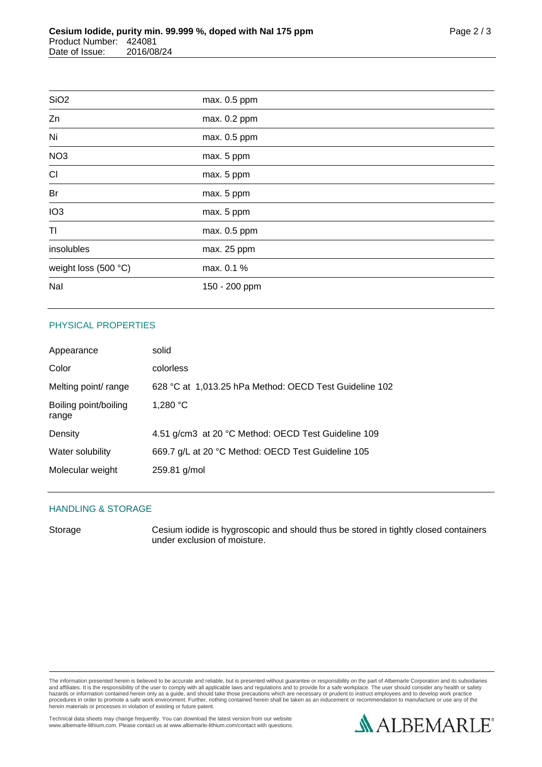| | |
|---|---|
| $SiO_2$ | max. 0.5 ppm |
| Zn | max. 0.2 ppm |
| Ni | max. 0.5 ppm |
| $NO_3$ | max. 5 ppm |
| Cl | max. 5 ppm |
| Br | max. 5 ppm |
| $IO_3$ | max. 5 ppm |
| Tl | max. 0.5 ppm |
| insolubles | max. 25 ppm |
| weight loss (500 °C) | max. 0.1 % |
| NaI | 150 - 200 ppm |

## PHYSICAL PROPERTIES

| | |
|---|---|
| Appearance | solid |
| Color | colorless |
| Melting point/ range | 628 °C at 1,013.25 hPa Method: OECD Test Guideline 102 |
| Boiling point/boiling range | 1,280 °C |
| Density | 4.51 g/cm3 at 20 °C Method: OECD Test Guideline 109 |
| Water solubility | 669.7 g/L at 20 °C Method: OECD Test Guideline 105 |
| Molecular weight | 259.81 g/mol |

## HANDLING & STORAGE

| | |
|---|---|
| Storage | Cesium iodide is hygroscopic and should thus be stored in tightly closed containers under exclusion of moisture. |

The information presented herein is believed to be accurate and reliable, but is presented without guarantee or responsibility on the part of Albemarle Corporation and its subsidiaries and affiliates. It is the responsibility of the user to comply with all applicable laws and regulations and to provide for a safe workplace. The user should consider any health or safety hazards or information contained herein only as a guide, and should take those precautions which are necessary or prudent to instruct employees and to develop work practice procedures in order to promote a safe work environment. Further, nothing contained herein shall be taken as an inducement or recommendation to manufacture or use any of the herein materials or processes in violation of existing or future patent.

Technical data sheets may change frequently. You can download the latest version from our website www.albemarle-lithium.com. Please contact us at www.albemarle-lithium.com/contact with questions.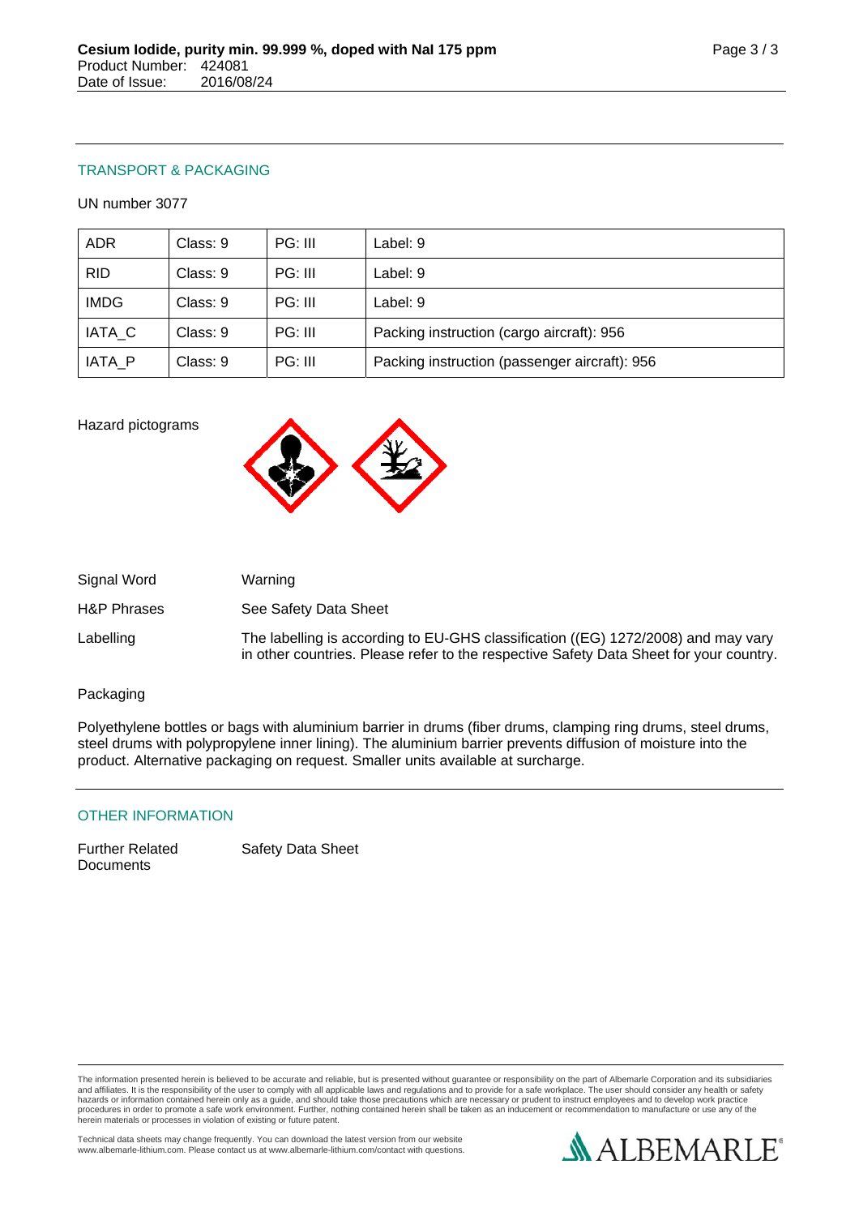## TRANSPORT & PACKAGING

UN number 3077

| | | | |
|---|---|---|---|
| ADR | Class: 9 | PG: III | Label: 9 |
| RID | Class: 9 | PG: III | Label: 9 |
| IMDG | Class: 9 | PG: III | Label: 9 |
| IATA_C | Class: 9 | PG: III | Packing instruction (cargo aircraft): 956 |
| IATA_P | Class: 9 | PG: III | Packing instruction (passenger aircraft): 956 |

Hazard pictograms

Signal Word: Warning

H&P Phrases: See Safety Data Sheet

Labelling: The labelling is according to EU-GHS classification ((EG) 1272/2008) and may vary in other countries. Please refer to the respective Safety Data Sheet for your country.

Packaging

Polyethylene bottles or bags with aluminium barrier in drums (fiber drums, clamping ring drums, steel drums, steel drums with polypropylene inner lining). The aluminium barrier prevents diffusion of moisture into the product. Alternative packaging on request. Smaller units available at surcharge.

## OTHER INFORMATION

Further Related Documents: Safety Data Sheet

The information presented herein is believed to be accurate and reliable, but is presented without guarantee or responsibility on the part of Albemarle Corporation and its subsidiaries and affiliates. It is the responsibility of the user to comply with all applicable laws and regulations and to provide for a safe workplace. The user should consider any health or safety hazards or information contained herein only as a guide, and should take those precautions which are necessary or prudent to instruct employees and to develop work practice procedures in order to promote a safe work environment. Further, nothing contained herein shall be taken as an inducement or recommendation to manufacture or use any of the herein materials or processes in violation of existing or future patent.

Technical data sheets may change frequently. You can download the latest version from our website www.albemarle-lithium.com. Please contact us at www.albemarle-lithium.com/contact with questions.

ALBEMARLE®